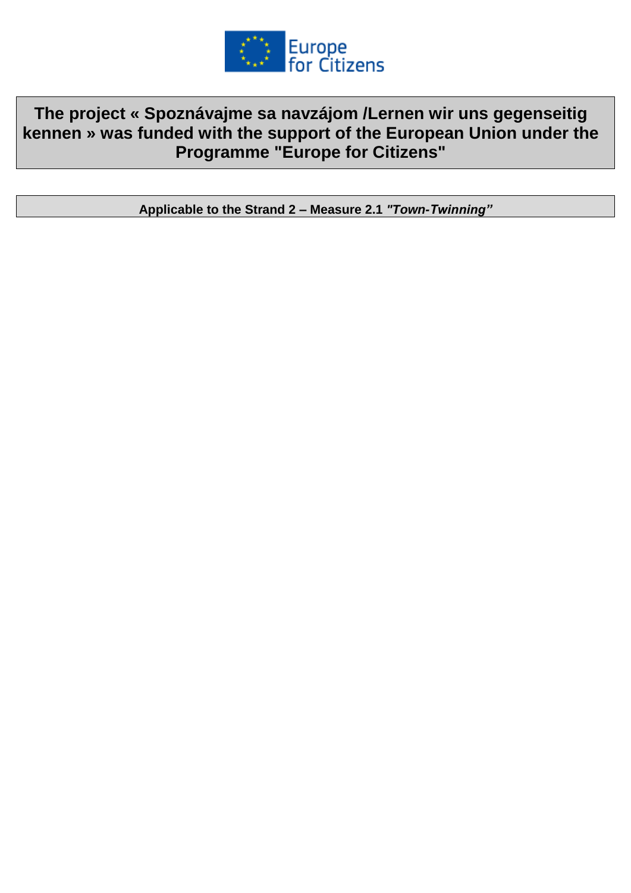Europe for Citizens

**The project « Spoznávajme sa navzájom /Lernen wir uns gegenseitig kennen » was funded with the support of the European Union under the Programme "Europe for Citizens"**

**Applicable to the Strand 2 – Measure 2.1 *"Town-Twinning"***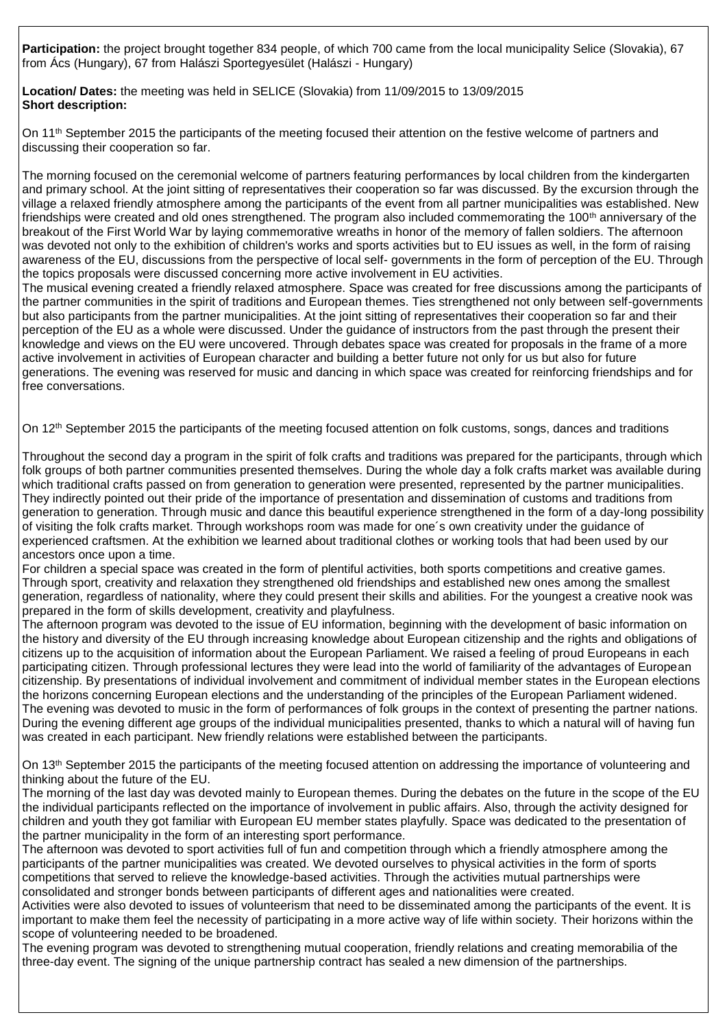**Participation:** the project brought together 834 people, of which 700 came from the local municipality Selice (Slovakia), 67 from Ács (Hungary), 67 from Halászi Sportegyesület (Halászi - Hungary)

**Location/ Dates:** the meeting was held in SELICE (Slovakia) from 11/09/2015 to 13/09/2015
**Short description:**

On 11th September 2015 the participants of the meeting focused their attention on the festive welcome of partners and discussing their cooperation so far.

The morning focused on the ceremonial welcome of partners featuring performances by local children from the kindergarten and primary school. At the joint sitting of representatives their cooperation so far was discussed. By the excursion through the village a relaxed friendly atmosphere among the participants of the event from all partner municipalities was established. New friendships were created and old ones strengthened. The program also included commemorating the 100th anniversary of the breakout of the First World War by laying commemorative wreaths in honor of the memory of fallen soldiers. The afternoon was devoted not only to the exhibition of children's works and sports activities but to EU issues as well, in the form of raising awareness of the EU, discussions from the perspective of local self- governments in the form of perception of the EU. Through the topics proposals were discussed concerning more active involvement in EU activities.
The musical evening created a friendly relaxed atmosphere. Space was created for free discussions among the participants of the partner communities in the spirit of traditions and European themes. Ties strengthened not only between self-governments but also participants from the partner municipalities. At the joint sitting of representatives their cooperation so far and their perception of the EU as a whole were discussed. Under the guidance of instructors from the past through the present their knowledge and views on the EU were uncovered. Through debates space was created for proposals in the frame of a more active involvement in activities of European character and building a better future not only for us but also for future generations. The evening was reserved for music and dancing in which space was created for reinforcing friendships and for free conversations.

On 12th September 2015 the participants of the meeting focused attention on folk customs, songs, dances and traditions

Throughout the second day a program in the spirit of folk crafts and traditions was prepared for the participants, through which folk groups of both partner communities presented themselves. During the whole day a folk crafts market was available during which traditional crafts passed on from generation to generation were presented, represented by the partner municipalities. They indirectly pointed out their pride of the importance of presentation and dissemination of customs and traditions from generation to generation. Through music and dance this beautiful experience strengthened in the form of a day-long possibility of visiting the folk crafts market. Through workshops room was made for one´s own creativity under the guidance of experienced craftsmen. At the exhibition we learned about traditional clothes or working tools that had been used by our ancestors once upon a time.
For children a special space was created in the form of plentiful activities, both sports competitions and creative games. Through sport, creativity and relaxation they strengthened old friendships and established new ones among the smallest generation, regardless of nationality, where they could present their skills and abilities. For the youngest a creative nook was prepared in the form of skills development, creativity and playfulness.
The afternoon program was devoted to the issue of EU information, beginning with the development of basic information on the history and diversity of the EU through increasing knowledge about European citizenship and the rights and obligations of citizens up to the acquisition of information about the European Parliament. We raised a feeling of proud Europeans in each participating citizen. Through professional lectures they were lead into the world of familiarity of the advantages of European citizenship. By presentations of individual involvement and commitment of individual member states in the European elections the horizons concerning European elections and the understanding of the principles of the European Parliament widened.
The evening was devoted to music in the form of performances of folk groups in the context of presenting the partner nations. During the evening different age groups of the individual municipalities presented, thanks to which a natural will of having fun was created in each participant. New friendly relations were established between the participants.

On 13th September 2015 the participants of the meeting focused attention on addressing the importance of volunteering and thinking about the future of the EU.
The morning of the last day was devoted mainly to European themes. During the debates on the future in the scope of the EU the individual participants reflected on the importance of involvement in public affairs. Also, through the activity designed for children and youth they got familiar with European EU member states playfully. Space was dedicated to the presentation of the partner municipality in the form of an interesting sport performance.
The afternoon was devoted to sport activities full of fun and competition through which a friendly atmosphere among the participants of the partner municipalities was created. We devoted ourselves to physical activities in the form of sports competitions that served to relieve the knowledge-based activities. Through the activities mutual partnerships were consolidated and stronger bonds between participants of different ages and nationalities were created.
Activities were also devoted to issues of volunteerism that need to be disseminated among the participants of the event. It is important to make them feel the necessity of participating in a more active way of life within society. Their horizons within the scope of volunteering needed to be broadened.
The evening program was devoted to strengthening mutual cooperation, friendly relations and creating memorabilia of the three-day event. The signing of the unique partnership contract has sealed a new dimension of the partnerships.